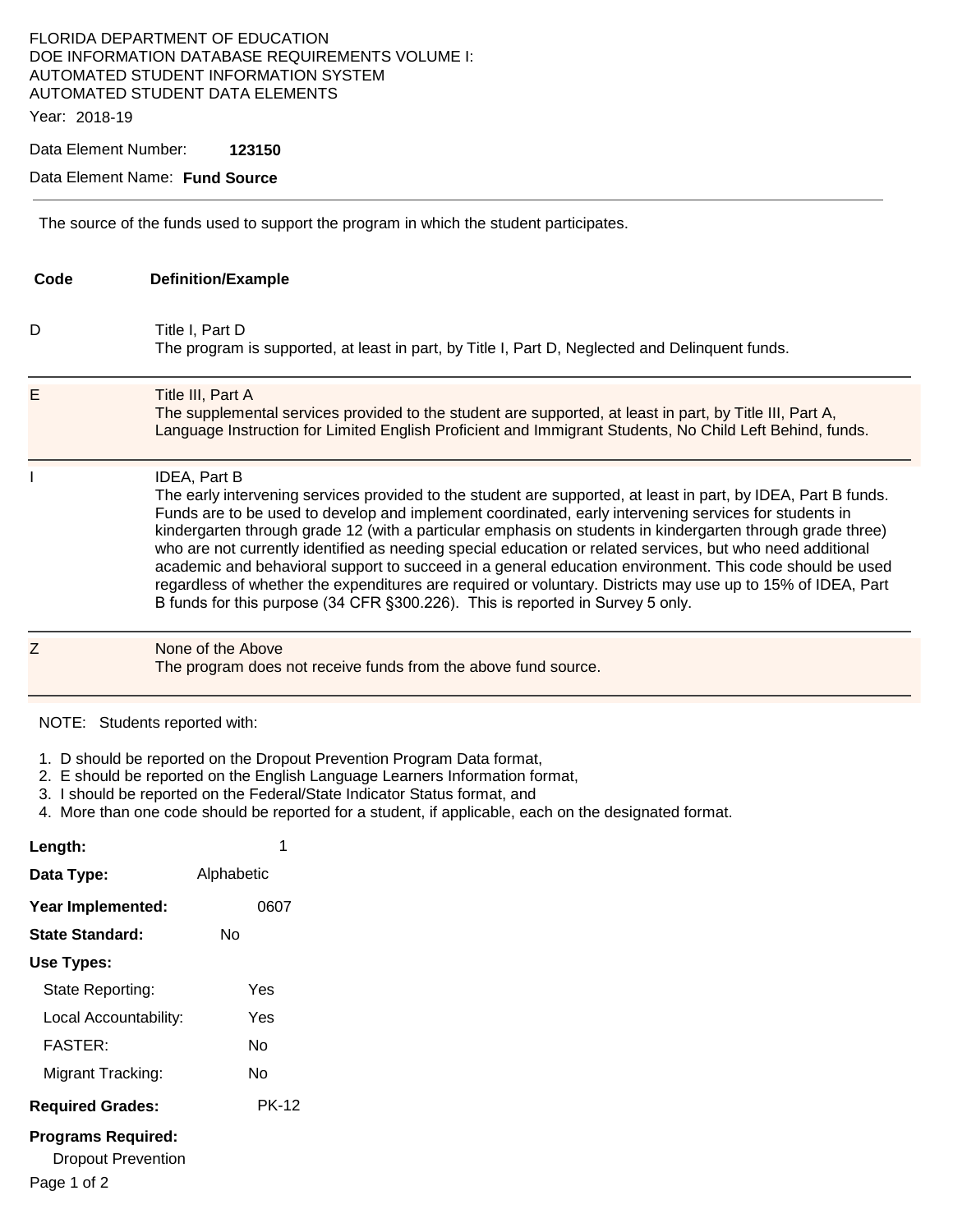FLORIDA DEPARTMENT OF EDUCATION
DOE INFORMATION DATABASE REQUIREMENTS VOLUME I:
AUTOMATED STUDENT INFORMATION SYSTEM
AUTOMATED STUDENT DATA ELEMENTS

Year: 2018-19

Data Element Number: **123150**

Data Element Name: **Fund Source**

---

The source of the funds used to support the program in which the student participates.

| Code | Definition/Example |
|---|---|
| D | Title I, Part D<br>The program is supported, at least in part, by Title I, Part D, Neglected and Delinquent funds. |
| E | Title III, Part A<br>The supplemental services provided to the student are supported, at least in part, by Title III, Part A, Language Instruction for Limited English Proficient and Immigrant Students, No Child Left Behind, funds. |
| I | IDEA, Part B<br>The early intervening services provided to the student are supported, at least in part, by IDEA, Part B funds. Funds are to be used to develop and implement coordinated, early intervening services for students in kindergarten through grade 12 (with a particular emphasis on students in kindergarten through grade three) who are not currently identified as needing special education or related services, but who need additional academic and behavioral support to succeed in a general education environment. This code should be used regardless of whether the expenditures are required or voluntary. Districts may use up to 15% of IDEA, Part B funds for this purpose (34 CFR §300.226). This is reported in Survey 5 only. |
| Z | None of the Above<br>The program does not receive funds from the above fund source. |

NOTE: Students reported with:

1. D should be reported on the Dropout Prevention Program Data format,
2. E should be reported on the English Language Learners Information format,
3. I should be reported on the Federal/State Indicator Status format, and
4. More than one code should be reported for a student, if applicable, each on the designated format.

**Length:** 1

**Data Type:** Alphabetic

**Year Implemented:** 0607

**State Standard:** No

**Use Types:**

State Reporting: Yes

Local Accountability: Yes

FASTER: No

Migrant Tracking: No

**Required Grades:** PK-12

**Programs Required:**

Dropout Prevention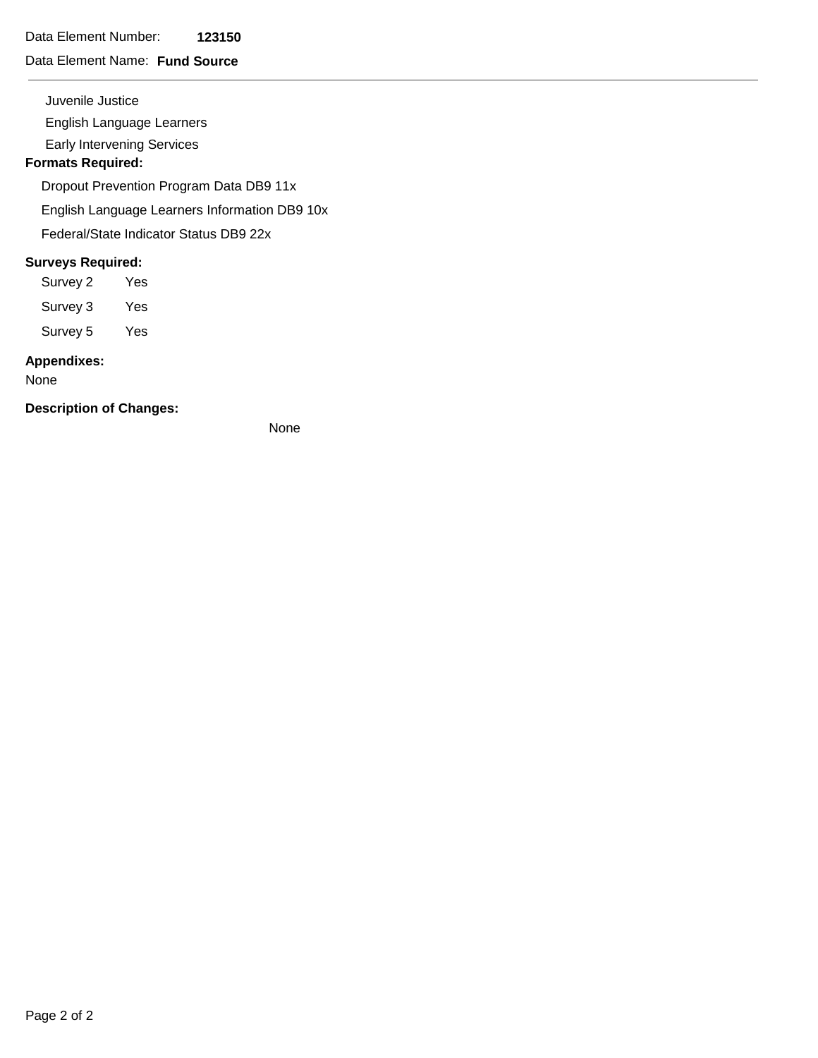Data Element Number: **123150**

Data Element Name: **Fund Source**

---

Juvenile Justice

English Language Learners

Early Intervening Services

**Formats Required:**

Dropout Prevention Program Data DB9 11x

English Language Learners Information DB9 10x

Federal/State Indicator Status DB9 22x

**Surveys Required:**

| | |
|---|---|
| Survey 2 | Yes |
| Survey 3 | Yes |
| Survey 5 | Yes |

**Appendixes:**

None

**Description of Changes:**

None